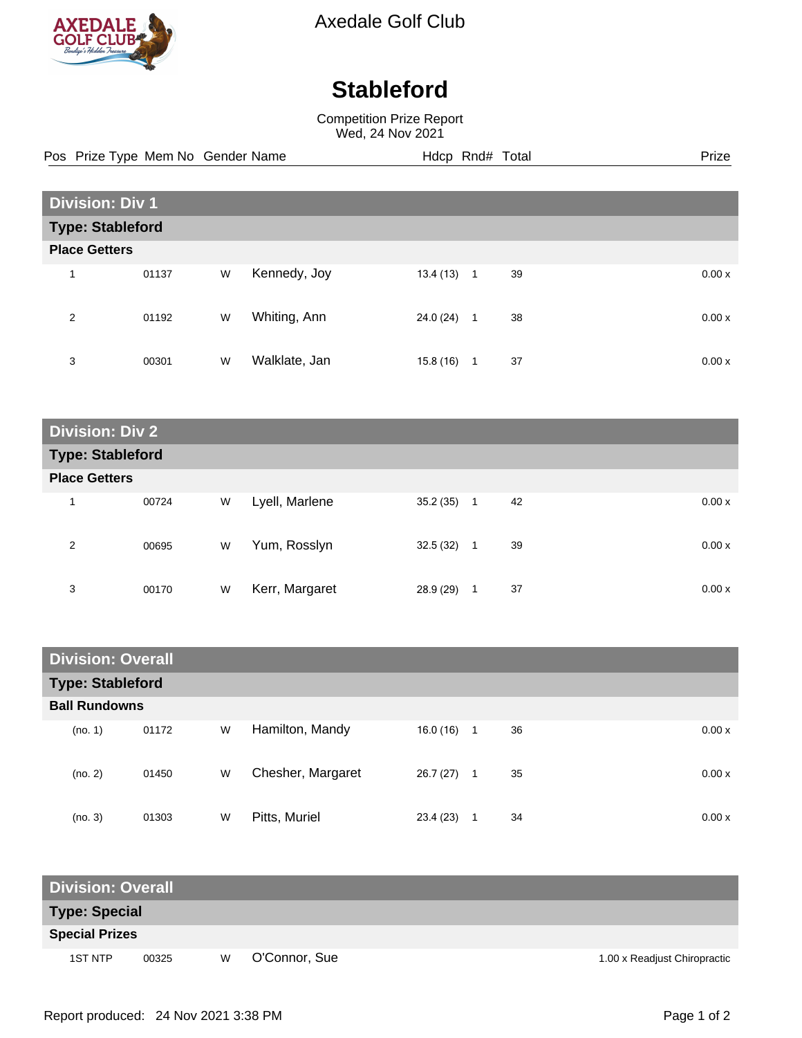Axedale Golf Club

# Stableford

Competition Prize Report
Wed, 24 Nov 2021

## Division: Div 1

### Type: Stableford

**Place Getters**

| Pos | Prize Type | Mem No | Gender | Name | Hdcp | Rnd# | Total | Prize |
|---|---|---|---|---|---|---|---|---|
| 1 | | 01137 | W | Kennedy, Joy | 13.4 (13) | 1 | 39 | 0.00 x |
| 2 | | 01192 | W | Whiting, Ann | 24.0 (24) | 1 | 38 | 0.00 x |
| 3 | | 00301 | W | Walklate, Jan | 15.8 (16) | 1 | 37 | 0.00 x |

## Division: Div 2

### Type: Stableford

**Place Getters**

| Pos | Prize Type | Mem No | Gender | Name | Hdcp | Rnd# | Total | Prize |
|---|---|---|---|---|---|---|---|---|
| 1 | | 00724 | W | Lyell, Marlene | 35.2 (35) | 1 | 42 | 0.00 x |
| 2 | | 00695 | W | Yum, Rosslyn | 32.5 (32) | 1 | 39 | 0.00 x |
| 3 | | 00170 | W | Kerr, Margaret | 28.9 (29) | 1 | 37 | 0.00 x |

## Division: Overall

### Type: Stableford

**Ball Rundowns**

| Pos | Prize Type | Mem No | Gender | Name | Hdcp | Rnd# | Total | Prize |
|---|---|---|---|---|---|---|---|---|
| (no. 1) | | 01172 | W | Hamilton, Mandy | 16.0 (16) | 1 | 36 | 0.00 x |
| (no. 2) | | 01450 | W | Chesher, Margaret | 26.7 (27) | 1 | 35 | 0.00 x |
| (no. 3) | | 01303 | W | Pitts, Muriel | 23.4 (23) | 1 | 34 | 0.00 x |

## Division: Overall

### Type: Special

**Special Prizes**

| Pos | Prize Type | Mem No | Gender | Name | Hdcp | Rnd# | Total | Prize |
|---|---|---|---|---|---|---|---|---|
| | 1ST NTP | 00325 | W | O'Connor, Sue | | | | 1.00 x Readjust Chiropractic |

Report produced: 24 Nov 2021 3:38 PM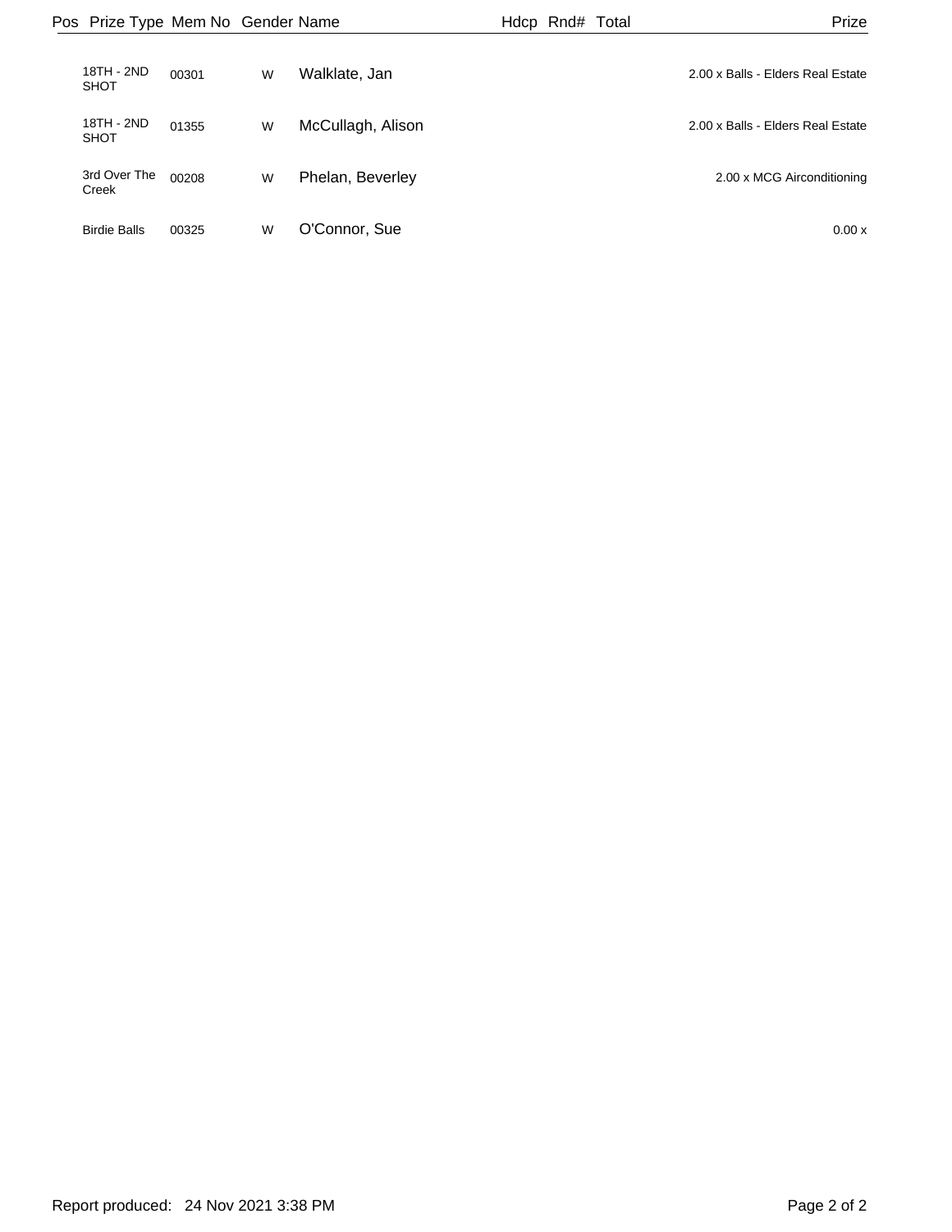| Pos | Prize Type | Mem No | Gender | Name | Hdcp | Rnd# | Total | Prize |
|---|---|---|---|---|---|---|---|---|
| | 18TH - 2ND SHOT | 00301 | W | Walklate, Jan | | | | 2.00 x Balls - Elders Real Estate |
| | 18TH - 2ND SHOT | 01355 | W | McCullagh, Alison | | | | 2.00 x Balls - Elders Real Estate |
| | 3rd Over The Creek | 00208 | W | Phelan, Beverley | | | | 2.00 x MCG Airconditioning |
| | Birdie Balls | 00325 | W | O'Connor, Sue | | | | 0.00 x |

Report produced: 24 Nov 2021 3:38 PM